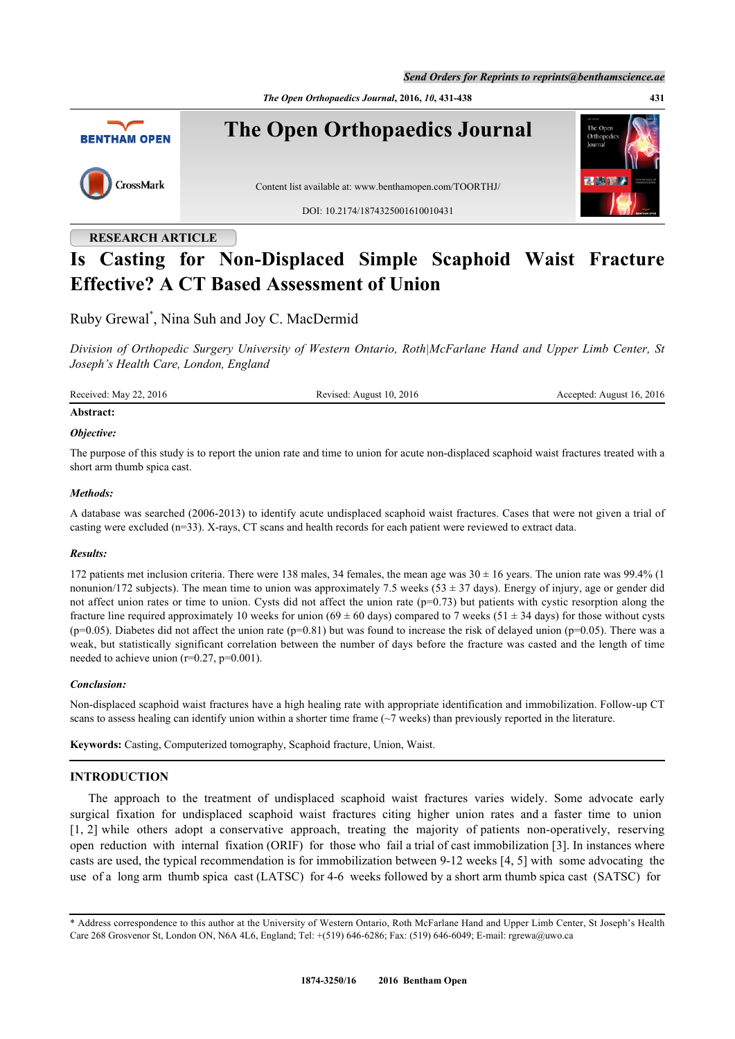RESEARCH ARTICLE

# Is Casting for Non-Displaced Simple Scaphoid Waist Fracture Effective? A CT Based Assessment of Union

Ruby Grewal*, Nina Suh and Joy C. MacDermid

*Division of Orthopedic Surgery University of Western Ontario, Roth|McFarlane Hand and Upper Limb Center, St Joseph's Health Care, London, England*

Received: May 22, 2016 Revised: August 10, 2016 Accepted: August 16, 2016

**Abstract:**

***Objective:***

The purpose of this study is to report the union rate and time to union for acute non-displaced scaphoid waist fractures treated with a short arm thumb spica cast.

***Methods:***

A database was searched (2006-2013) to identify acute undisplaced scaphoid waist fractures. Cases that were not given a trial of casting were excluded (n=33). X-rays, CT scans and health records for each patient were reviewed to extract data.

***Results:***

172 patients met inclusion criteria. There were 138 males, 34 females, the mean age was 30 ± 16 years. The union rate was 99.4% (1 nonunion/172 subjects). The mean time to union was approximately 7.5 weeks (53 ± 37 days). Energy of injury, age or gender did not affect union rates or time to union. Cysts did not affect the union rate (p=0.73) but patients with cystic resorption along the fracture line required approximately 10 weeks for union (69 ± 60 days) compared to 7 weeks (51 ± 34 days) for those without cysts (p=0.05). Diabetes did not affect the union rate (p=0.81) but was found to increase the risk of delayed union (p=0.05). There was a weak, but statistically significant correlation between the number of days before the fracture was casted and the length of time needed to achieve union (r=0.27, p=0.001).

***Conclusion:***

Non-displaced scaphoid waist fractures have a high healing rate with appropriate identification and immobilization. Follow-up CT scans to assess healing can identify union within a shorter time frame (~7 weeks) than previously reported in the literature.

**Keywords:** Casting, Computerized tomography, Scaphoid fracture, Union, Waist.

## INTRODUCTION

The approach to the treatment of undisplaced scaphoid waist fractures varies widely. Some advocate early surgical fixation for undisplaced scaphoid waist fractures citing higher union rates and a faster time to union [1, 2] while others adopt a conservative approach, treating the majority of patients non-operatively, reserving open reduction with internal fixation (ORIF) for those who fail a trial of cast immobilization [3]. In instances where casts are used, the typical recommendation is for immobilization between 9-12 weeks [4, 5] with some advocating the use of a long arm thumb spica cast (LATSC) for 4-6 weeks followed by a short arm thumb spica cast (SATSC) for

* Address correspondence to this author at the University of Western Ontario, Roth McFarlane Hand and Upper Limb Center, St Joseph's Health Care 268 Grosvenor St, London ON, N6A 4L6, England; Tel: +(519) 646-6286; Fax: (519) 646-6049; E-mail: rgrewa@uwo.ca

1874-3250/16 2016 Bentham Open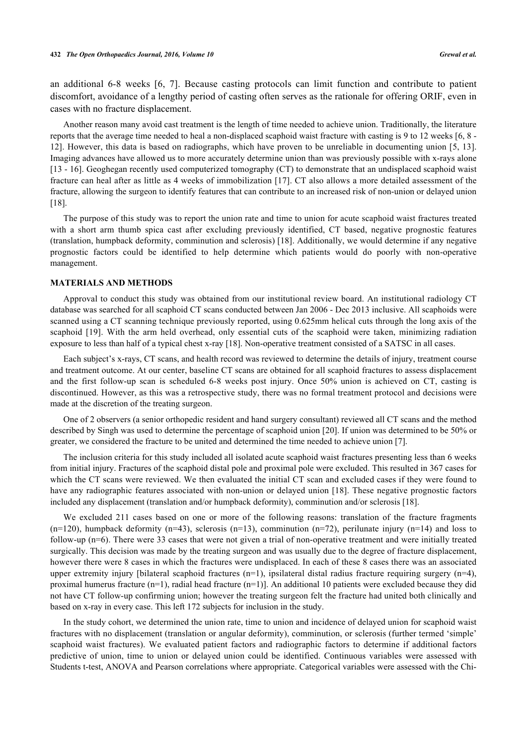an additional 6-8 weeks [6, 7]. Because casting protocols can limit function and contribute to patient discomfort, avoidance of a lengthy period of casting often serves as the rationale for offering ORIF, even in cases with no fracture displacement.

Another reason many avoid cast treatment is the length of time needed to achieve union. Traditionally, the literature reports that the average time needed to heal a non-displaced scaphoid waist fracture with casting is 9 to 12 weeks [6, 8 - 12]. However, this data is based on radiographs, which have proven to be unreliable in documenting union [5, 13]. Imaging advances have allowed us to more accurately determine union than was previously possible with x-rays alone [13 - 16]. Geoghegan recently used computerized tomography (CT) to demonstrate that an undisplaced scaphoid waist fracture can heal after as little as 4 weeks of immobilization [17]. CT also allows a more detailed assessment of the fracture, allowing the surgeon to identify features that can contribute to an increased risk of non-union or delayed union [18].

The purpose of this study was to report the union rate and time to union for acute scaphoid waist fractures treated with a short arm thumb spica cast after excluding previously identified, CT based, negative prognostic features (translation, humpback deformity, comminution and sclerosis) [18]. Additionally, we would determine if any negative prognostic factors could be identified to help determine which patients would do poorly with non-operative management.

## MATERIALS AND METHODS

Approval to conduct this study was obtained from our institutional review board. An institutional radiology CT database was searched for all scaphoid CT scans conducted between Jan 2006 - Dec 2013 inclusive. All scaphoids were scanned using a CT scanning technique previously reported, using 0.625mm helical cuts through the long axis of the scaphoid [19]. With the arm held overhead, only essential cuts of the scaphoid were taken, minimizing radiation exposure to less than half of a typical chest x-ray [18]. Non-operative treatment consisted of a SATSC in all cases.

Each subject's x-rays, CT scans, and health record was reviewed to determine the details of injury, treatment course and treatment outcome. At our center, baseline CT scans are obtained for all scaphoid fractures to assess displacement and the first follow-up scan is scheduled 6-8 weeks post injury. Once 50% union is achieved on CT, casting is discontinued. However, as this was a retrospective study, there was no formal treatment protocol and decisions were made at the discretion of the treating surgeon.

One of 2 observers (a senior orthopedic resident and hand surgery consultant) reviewed all CT scans and the method described by Singh was used to determine the percentage of scaphoid union [20]. If union was determined to be 50% or greater, we considered the fracture to be united and determined the time needed to achieve union [7].

The inclusion criteria for this study included all isolated acute scaphoid waist fractures presenting less than 6 weeks from initial injury. Fractures of the scaphoid distal pole and proximal pole were excluded. This resulted in 367 cases for which the CT scans were reviewed. We then evaluated the initial CT scan and excluded cases if they were found to have any radiographic features associated with non-union or delayed union [18]. These negative prognostic factors included any displacement (translation and/or humpback deformity), comminution and/or sclerosis [18].

We excluded 211 cases based on one or more of the following reasons: translation of the fracture fragments (n=120), humpback deformity (n=43), sclerosis (n=13), comminution (n=72), perilunate injury (n=14) and loss to follow-up (n=6). There were 33 cases that were not given a trial of non-operative treatment and were initially treated surgically. This decision was made by the treating surgeon and was usually due to the degree of fracture displacement, however there were 8 cases in which the fractures were undisplaced. In each of these 8 cases there was an associated upper extremity injury [bilateral scaphoid fractures (n=1), ipsilateral distal radius fracture requiring surgery (n=4), proximal humerus fracture (n=1), radial head fracture (n=1)]. An additional 10 patients were excluded because they did not have CT follow-up confirming union; however the treating surgeon felt the fracture had united both clinically and based on x-ray in every case. This left 172 subjects for inclusion in the study.

In the study cohort, we determined the union rate, time to union and incidence of delayed union for scaphoid waist fractures with no displacement (translation or angular deformity), comminution, or sclerosis (further termed 'simple' scaphoid waist fractures). We evaluated patient factors and radiographic factors to determine if additional factors predictive of union, time to union or delayed union could be identified. Continuous variables were assessed with Students t-test, ANOVA and Pearson correlations where appropriate. Categorical variables were assessed with the Chi-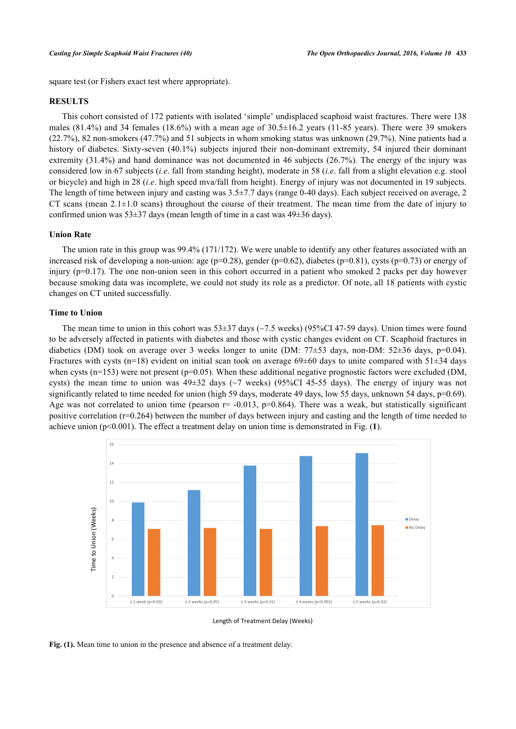square test (or Fishers exact test where appropriate).

## RESULTS

This cohort consisted of 172 patients with isolated 'simple' undisplaced scaphoid waist fractures. There were 138 males (81.4%) and 34 females (18.6%) with a mean age of 30.5±16.2 years (11-85 years). There were 39 smokers (22.7%), 82 non-smokers (47.7%) and 51 subjects in whom smoking status was unknown (29.7%). Nine patients had a history of diabetes. Sixty-seven (40.1%) subjects injured their non-dominant extremity, 54 injured their dominant extremity (31.4%) and hand dominance was not documented in 46 subjects (26.7%). The energy of the injury was considered low in 67 subjects (*i.e.* fall from standing height), moderate in 58 (*i.e.* fall from a slight elevation e.g. stool or bicycle) and high in 28 (*i.e.* high speed mva/fall from height). Energy of injury was not documented in 19 subjects. The length of time between injury and casting was 3.5±7.7 days (range 0-40 days). Each subject received on average, 2 CT scans (mean 2.1±1.0 scans) throughout the course of their treatment. The mean time from the date of injury to confirmed union was 53±37 days (mean length of time in a cast was 49±36 days).

### Union Rate

The union rate in this group was 99.4% (171/172). We were unable to identify any other features associated with an increased risk of developing a non-union: age (p=0.28), gender (p=0.62), diabetes (p=0.81), cysts (p=0.73) or energy of injury (p=0.17). The one non-union seen in this cohort occurred in a patient who smoked 2 packs per day however because smoking data was incomplete, we could not study its role as a predictor. Of note, all 18 patients with cystic changes on CT united successfully.

### Time to Union

The mean time to union in this cohort was 53±37 days (~7.5 weeks) (95%CI 47-59 days). Union times were found to be adversely affected in patients with diabetes and those with cystic changes evident on CT. Scaphoid fractures in diabetics (DM) took on average over 3 weeks longer to unite (DM: 77±53 days, non-DM: 52±36 days, p=0.04). Fractures with cysts (n=18) evident on initial scan took on average 69±60 days to unite compared with 51±34 days when cysts (n=153) were not present (p=0.05). When these additional negative prognostic factors were excluded (DM, cysts) the mean time to union was 49±32 days (~7 weeks) (95%CI 45-55 days). The energy of injury was not significantly related to time needed for union (high 59 days, moderate 49 days, low 55 days, unknown 54 days, p=0.69). Age was not correlated to union time (pearson r= -0.013, p=0.864). There was a weak, but statistically significant positive correlation (r=0.264) between the number of days between injury and casting and the length of time needed to achieve union (p<0.001). The effect a treatment delay on union time is demonstrated in Fig. (**1**).

| Length of Treatment Delay (Weeks) | Delay – Time to Union (Weeks) | No Delay – Time to Union (Weeks) |
|---|---|---|
| ≤ 1 week (p=0.03) | ~9.9 | ~7.1 |
| ≤ 2 weeks (p=0.05) | ~11.2 | ~7.2 |
| ≤ 3 weeks (p=0.01) | ~13.8 | ~7.1 |
| ≤ 4 weeks (p<0.001) | ~14.8 | ~7.4 |
| ≤ 5 weeks (p=0.02) | ~15.1 | ~7.5 |

**Fig. (1).** Mean time to union in the presence and absence of a treatment delay.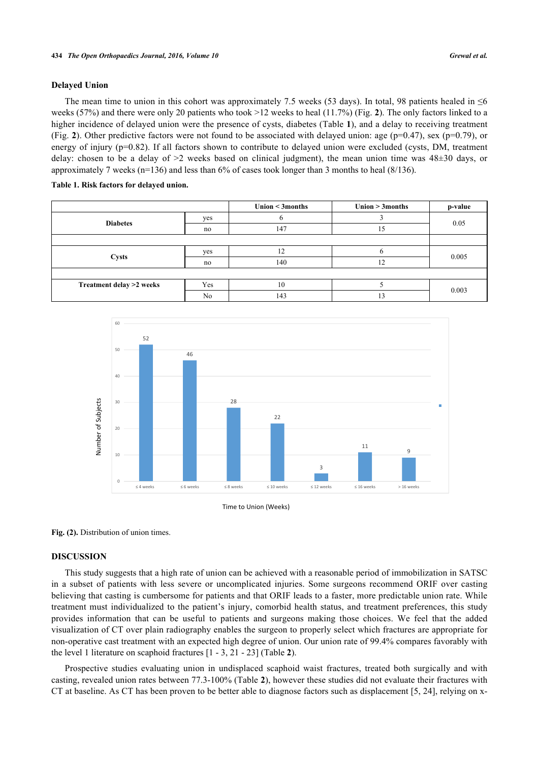## Delayed Union

The mean time to union in this cohort was approximately 7.5 weeks (53 days). In total, 98 patients healed in ≤6 weeks (57%) and there were only 20 patients who took >12 weeks to heal (11.7%) (Fig. **2**). The only factors linked to a higher incidence of delayed union were the presence of cysts, diabetes (Table **1**), and a delay to receiving treatment (Fig. **2**). Other predictive factors were not found to be associated with delayed union: age ($p=0.47$), sex ($p=0.79$), or energy of injury ($p=0.82$). If all factors shown to contribute to delayed union were excluded (cysts, DM, treatment delay: chosen to be a delay of >2 weeks based on clinical judgment), the mean union time was 48±30 days, or approximately 7 weeks (n=136) and less than 6% of cases took longer than 3 months to heal (8/136).

**Table 1. Risk factors for delayed union.**

| | | Union < 3months | Union > 3months | p-value |
|---|---|---|---|---|
| **Diabetes** | yes | 6 | 3 | 0.05 |
| | no | 147 | 15 | |
| **Cysts** | yes | 12 | 6 | 0.005 |
| | no | 140 | 12 | |
| **Treatment delay >2 weeks** | Yes | 10 | 5 | 0.003 |
| | No | 143 | 13 | |

**Fig. (2).** Distribution of union times.

## DISCUSSION

This study suggests that a high rate of union can be achieved with a reasonable period of immobilization in SATSC in a subset of patients with less severe or uncomplicated injuries. Some surgeons recommend ORIF over casting believing that casting is cumbersome for patients and that ORIF leads to a faster, more predictable union rate. While treatment must individualized to the patient's injury, comorbid health status, and treatment preferences, this study provides information that can be useful to patients and surgeons making those choices. We feel that the added visualization of CT over plain radiography enables the surgeon to properly select which fractures are appropriate for non-operative cast treatment with an expected high degree of union. Our union rate of 99.4% compares favorably with the level 1 literature on scaphoid fractures [1 - 3, 21 - 23] (Table **2**).

Prospective studies evaluating union in undisplaced scaphoid waist fractures, treated both surgically and with casting, revealed union rates between 77.3-100% (Table **2**), however these studies did not evaluate their fractures with CT at baseline. As CT has been proven to be better able to diagnose factors such as displacement [5, 24], relying on x-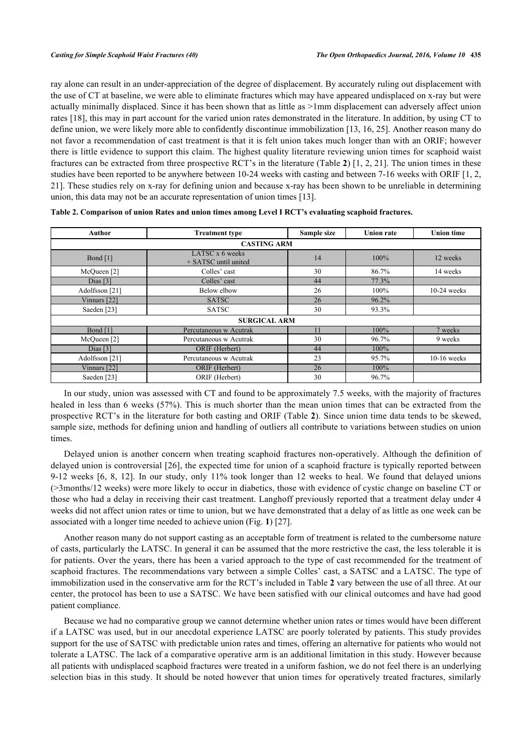ray alone can result in an under-appreciation of the degree of displacement. By accurately ruling out displacement with the use of CT at baseline, we were able to eliminate fractures which may have appeared undisplaced on x-ray but were actually minimally displaced. Since it has been shown that as little as >1mm displacement can adversely affect union rates [18], this may in part account for the varied union rates demonstrated in the literature. In addition, by using CT to define union, we were likely more able to confidently discontinue immobilization [13, 16, 25]. Another reason many do not favor a recommendation of cast treatment is that it is felt union takes much longer than with an ORIF; however there is little evidence to support this claim. The highest quality literature reviewing union times for scaphoid waist fractures can be extracted from three prospective RCT's in the literature (Table **2**) [1, 2, 21]. The union times in these studies have been reported to be anywhere between 10-24 weeks with casting and between 7-16 weeks with ORIF [1, 2, 21]. These studies rely on x-ray for defining union and because x-ray has been shown to be unreliable in determining union, this data may not be an accurate representation of union times [13].

**Table 2. Comparison of union Rates and union times among Level I RCT's evaluating scaphoid fractures.**

| Author | Treatment type | Sample size | Union rate | Union time |
|---|---|---|---|---|
| **CASTING ARM** | | | | |
| Bond [1] | LATSC x 6 weeks + SATSC until united | 14 | 100% | 12 weeks |
| McQueen [2] | Colles' cast | 30 | 86.7% | 14 weeks |
| Dias [3] | Colles' cast | 44 | 77.3% | |
| Adolfsson [21] | Below elbow | 26 | 100% | 10-24 weeks |
| Vinnars [22] | SATSC | 26 | 96.2% | |
| Saeden [23] | SATSC | 30 | 93.3% | |
| **SURGICAL ARM** | | | | |
| Bond [1] | Percutaneous w Acutrak | 11 | 100% | 7 weeks |
| McQueen [2] | Percutaneous w Acutrak | 30 | 96.7% | 9 weeks |
| Dias [3] | ORIF (Herbert) | 44 | 100% | |
| Adolfsson [21] | Percutaneous w Acutrak | 23 | 95.7% | 10-16 weeks |
| Vinnars [22] | ORIF (Herbert) | 26 | 100% | |
| Saeden [23] | ORIF (Herbert) | 30 | 96.7% | |

In our study, union was assessed with CT and found to be approximately 7.5 weeks, with the majority of fractures healed in less than 6 weeks (57%). This is much shorter than the mean union times that can be extracted from the prospective RCT's in the literature for both casting and ORIF (Table **2**). Since union time data tends to be skewed, sample size, methods for defining union and handling of outliers all contribute to variations between studies on union times.

Delayed union is another concern when treating scaphoid fractures non-operatively. Although the definition of delayed union is controversial [26], the expected time for union of a scaphoid fracture is typically reported between 9-12 weeks [6, 8, 12]. In our study, only 11% took longer than 12 weeks to heal. We found that delayed unions (>3months/12 weeks) were more likely to occur in diabetics, those with evidence of cystic change on baseline CT or those who had a delay in receiving their cast treatment. Langhoff previously reported that a treatment delay under 4 weeks did not affect union rates or time to union, but we have demonstrated that a delay of as little as one week can be associated with a longer time needed to achieve union (Fig. **1**) [27].

Another reason many do not support casting as an acceptable form of treatment is related to the cumbersome nature of casts, particularly the LATSC. In general it can be assumed that the more restrictive the cast, the less tolerable it is for patients. Over the years, there has been a varied approach to the type of cast recommended for the treatment of scaphoid fractures. The recommendations vary between a simple Colles' cast, a SATSC and a LATSC. The type of immobilization used in the conservative arm for the RCT's included in Table **2** vary between the use of all three. At our center, the protocol has been to use a SATSC. We have been satisfied with our clinical outcomes and have had good patient compliance.

Because we had no comparative group we cannot determine whether union rates or times would have been different if a LATSC was used, but in our anecdotal experience LATSC are poorly tolerated by patients. This study provides support for the use of SATSC with predictable union rates and times, offering an alternative for patients who would not tolerate a LATSC. The lack of a comparative operative arm is an additional limitation in this study. However because all patients with undisplaced scaphoid fractures were treated in a uniform fashion, we do not feel there is an underlying selection bias in this study. It should be noted however that union times for operatively treated fractures, similarly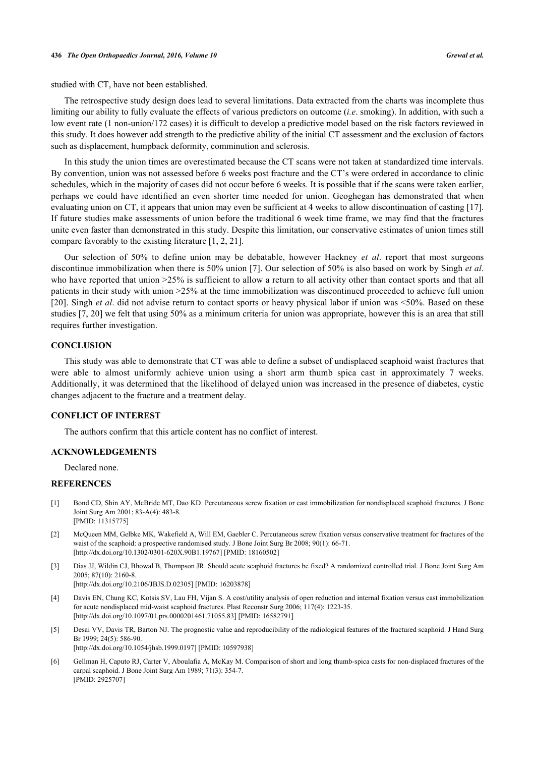studied with CT, have not been established.

The retrospective study design does lead to several limitations. Data extracted from the charts was incomplete thus limiting our ability to fully evaluate the effects of various predictors on outcome (*i.e*. smoking). In addition, with such a low event rate (1 non-union/172 cases) it is difficult to develop a predictive model based on the risk factors reviewed in this study. It does however add strength to the predictive ability of the initial CT assessment and the exclusion of factors such as displacement, humpback deformity, comminution and sclerosis.

In this study the union times are overestimated because the CT scans were not taken at standardized time intervals. By convention, union was not assessed before 6 weeks post fracture and the CT's were ordered in accordance to clinic schedules, which in the majority of cases did not occur before 6 weeks. It is possible that if the scans were taken earlier, perhaps we could have identified an even shorter time needed for union. Geoghegan has demonstrated that when evaluating union on CT, it appears that union may even be sufficient at 4 weeks to allow discontinuation of casting [17]. If future studies make assessments of union before the traditional 6 week time frame, we may find that the fractures unite even faster than demonstrated in this study. Despite this limitation, our conservative estimates of union times still compare favorably to the existing literature [1, 2, 21].

Our selection of 50% to define union may be debatable, however Hackney *et al*. report that most surgeons discontinue immobilization when there is 50% union [7]. Our selection of 50% is also based on work by Singh *et al*. who have reported that union >25% is sufficient to allow a return to all activity other than contact sports and that all patients in their study with union >25% at the time immobilization was discontinued proceeded to achieve full union [20]. Singh *et al*. did not advise return to contact sports or heavy physical labor if union was <50%. Based on these studies [7, 20] we felt that using 50% as a minimum criteria for union was appropriate, however this is an area that still requires further investigation.

## CONCLUSION

This study was able to demonstrate that CT was able to define a subset of undisplaced scaphoid waist fractures that were able to almost uniformly achieve union using a short arm thumb spica cast in approximately 7 weeks. Additionally, it was determined that the likelihood of delayed union was increased in the presence of diabetes, cystic changes adjacent to the fracture and a treatment delay.

## CONFLICT OF INTEREST

The authors confirm that this article content has no conflict of interest.

## ACKNOWLEDGEMENTS

Declared none.

## REFERENCES

[1] Bond CD, Shin AY, McBride MT, Dao KD. Percutaneous screw fixation or cast immobilization for nondisplaced scaphoid fractures. J Bone Joint Surg Am 2001; 83-A(4): 483-8. [PMID: 11315775]

[2] McQueen MM, Gelbke MK, Wakefield A, Will EM, Gaebler C. Percutaneous screw fixation versus conservative treatment for fractures of the waist of the scaphoid: a prospective randomised study. J Bone Joint Surg Br 2008; 90(1): 66-71. [http://dx.doi.org/10.1302/0301-620X.90B1.19767] [PMID: 18160502]

[3] Dias JJ, Wildin CJ, Bhowal B, Thompson JR. Should acute scaphoid fractures be fixed? A randomized controlled trial. J Bone Joint Surg Am 2005; 87(10): 2160-8. [http://dx.doi.org/10.2106/JBJS.D.02305] [PMID: 16203878]

[4] Davis EN, Chung KC, Kotsis SV, Lau FH, Vijan S. A cost/utility analysis of open reduction and internal fixation versus cast immobilization for acute nondisplaced mid-waist scaphoid fractures. Plast Reconstr Surg 2006; 117(4): 1223-35. [http://dx.doi.org/10.1097/01.prs.0000201461.71055.83] [PMID: 16582791]

[5] Desai VV, Davis TR, Barton NJ. The prognostic value and reproducibility of the radiological features of the fractured scaphoid. J Hand Surg Br 1999; 24(5): 586-90. [http://dx.doi.org/10.1054/jhsb.1999.0197] [PMID: 10597938]

[6] Gellman H, Caputo RJ, Carter V, Aboulafia A, McKay M. Comparison of short and long thumb-spica casts for non-displaced fractures of the carpal scaphoid. J Bone Joint Surg Am 1989; 71(3): 354-7. [PMID: 2925707]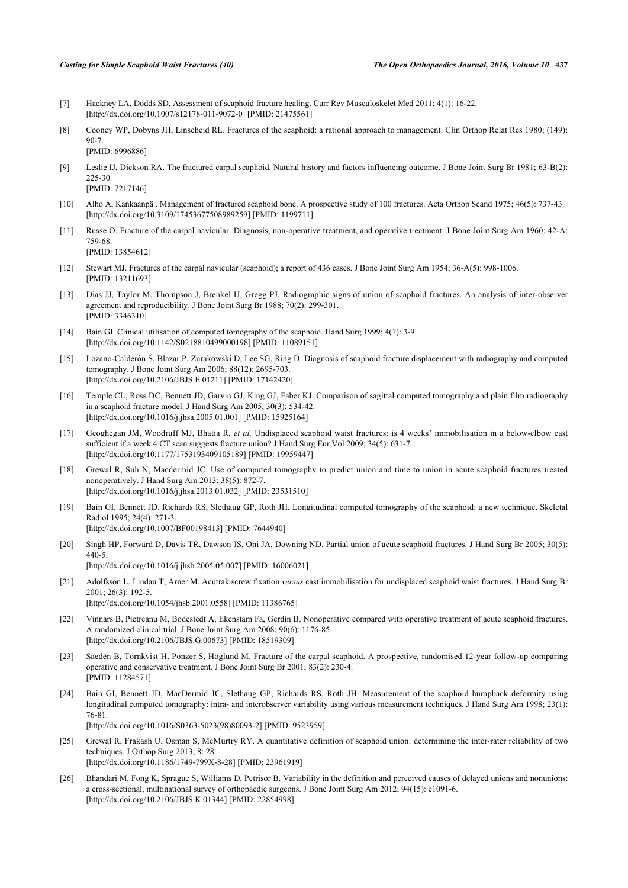[7] Hackney LA, Dodds SD. Assessment of scaphoid fracture healing. Curr Rev Musculoskelet Med 2011; 4(1): 16-22. [http://dx.doi.org/10.1007/s12178-011-9072-0] [PMID: 21475561]

[8] Cooney WP, Dobyns JH, Linscheid RL. Fractures of the scaphoid: a rational approach to management. Clin Orthop Relat Res 1980; (149): 90-7. [PMID: 6996886]

[9] Leslie IJ, Dickson RA. The fractured carpal scaphoid. Natural history and factors influencing outcome. J Bone Joint Surg Br 1981; 63-B(2): 225-30. [PMID: 7217146]

[10] Alho A, Kankaanpä . Management of fractured scaphoid bone. A prospective study of 100 fractures. Acta Orthop Scand 1975; 46(5): 737-43. [http://dx.doi.org/10.3109/17453677508989259] [PMID: 1199711]

[11] Russe O. Fracture of the carpal navicular. Diagnosis, non-operative treatment, and operative treatment. J Bone Joint Surg Am 1960; 42-A: 759-68. [PMID: 13854612]

[12] Stewart MJ. Fractures of the carpal navicular (scaphoid); a report of 436 cases. J Bone Joint Surg Am 1954; 36-A(5): 998-1006. [PMID: 13211693]

[13] Dias JJ, Taylor M, Thompson J, Brenkel IJ, Gregg PJ. Radiographic signs of union of scaphoid fractures. An analysis of inter-observer agreement and reproducibility. J Bone Joint Surg Br 1988; 70(2): 299-301. [PMID: 3346310]

[14] Bain GI. Clinical utilisation of computed tomography of the scaphoid. Hand Surg 1999; 4(1): 3-9. [http://dx.doi.org/10.1142/S0218810499000198] [PMID: 11089151]

[15] Lozano-Calderón S, Blazar P, Zurakowski D, Lee SG, Ring D. Diagnosis of scaphoid fracture displacement with radiography and computed tomography. J Bone Joint Surg Am 2006; 88(12): 2695-703. [http://dx.doi.org/10.2106/JBJS.E.01211] [PMID: 17142420]

[16] Temple CL, Ross DC, Bennett JD, Garvin GJ, King GJ, Faber KJ. Comparison of sagittal computed tomography and plain film radiography in a scaphoid fracture model. J Hand Surg Am 2005; 30(3): 534-42. [http://dx.doi.org/10.1016/j.jhsa.2005.01.001] [PMID: 15925164]

[17] Geoghegan JM, Woodruff MJ, Bhatia R, *et al.* Undisplaced scaphoid waist fractures: is 4 weeks' immobilisation in a below-elbow cast sufficient if a week 4 CT scan suggests fracture union? J Hand Surg Eur Vol 2009; 34(5): 631-7. [http://dx.doi.org/10.1177/1753193409105189] [PMID: 19959447]

[18] Grewal R, Suh N, Macdermid JC. Use of computed tomography to predict union and time to union in acute scaphoid fractures treated nonoperatively. J Hand Surg Am 2013; 38(5): 872-7. [http://dx.doi.org/10.1016/j.jhsa.2013.01.032] [PMID: 23531510]

[19] Bain GI, Bennett JD, Richards RS, Slethaug GP, Roth JH. Longitudinal computed tomography of the scaphoid: a new technique. Skeletal Radiol 1995; 24(4): 271-3. [http://dx.doi.org/10.1007/BF00198413] [PMID: 7644940]

[20] Singh HP, Forward D, Davis TR, Dawson JS, Oni JA, Downing ND. Partial union of acute scaphoid fractures. J Hand Surg Br 2005; 30(5): 440-5. [http://dx.doi.org/10.1016/j.jhsb.2005.05.007] [PMID: 16006021]

[21] Adolfsson L, Lindau T, Arner M. Acutrak screw fixation *versus* cast immobilisation for undisplaced scaphoid waist fractures. J Hand Surg Br 2001; 26(3): 192-5. [http://dx.doi.org/10.1054/jhsb.2001.0558] [PMID: 11386765]

[22] Vinnars B, Pietreanu M, Bodestedt A, Ekenstam Fa, Gerdin B. Nonoperative compared with operative treatment of acute scaphoid fractures. A randomized clinical trial. J Bone Joint Surg Am 2008; 90(6): 1176-85. [http://dx.doi.org/10.2106/JBJS.G.00673] [PMID: 18519309]

[23] Saedén B, Törnkvist H, Ponzer S, Höglund M. Fracture of the carpal scaphoid. A prospective, randomised 12-year follow-up comparing operative and conservative treatment. J Bone Joint Surg Br 2001; 83(2): 230-4. [PMID: 11284571]

[24] Bain GI, Bennett JD, MacDermid JC, Slethaug GP, Richards RS, Roth JH. Measurement of the scaphoid humpback deformity using longitudinal computed tomography: intra- and interobserver variability using various measurement techniques. J Hand Surg Am 1998; 23(1): 76-81. [http://dx.doi.org/10.1016/S0363-5023(98)80093-2] [PMID: 9523959]

[25] Grewal R, Frakash U, Osman S, McMurtry RY. A quantitative definition of scaphoid union: determining the inter-rater reliability of two techniques. J Orthop Surg 2013; 8: 28. [http://dx.doi.org/10.1186/1749-799X-8-28] [PMID: 23961919]

[26] Bhandari M, Fong K, Sprague S, Williams D, Petrisor B. Variability in the definition and perceived causes of delayed unions and nonunions: a cross-sectional, multinational survey of orthopaedic surgeons. J Bone Joint Surg Am 2012; 94(15): e1091-6. [http://dx.doi.org/10.2106/JBJS.K.01344] [PMID: 22854998]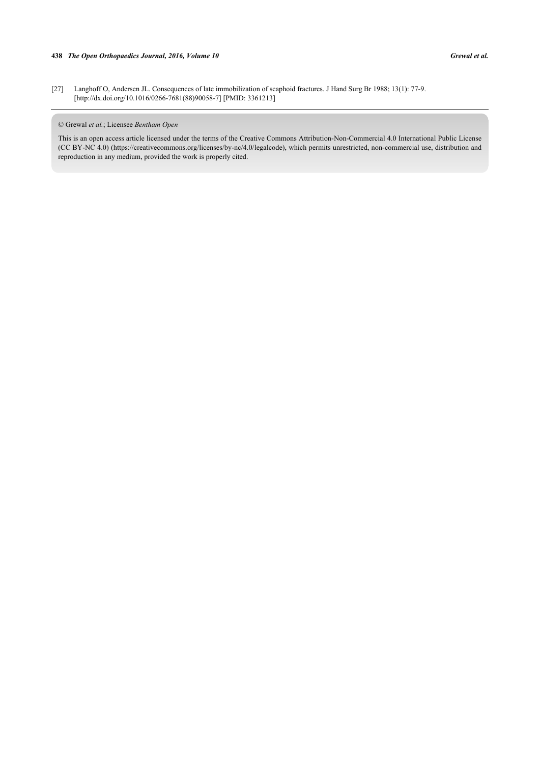[27] Langhoff O, Andersen JL. Consequences of late immobilization of scaphoid fractures. J Hand Surg Br 1988; 13(1): 77-9. [http://dx.doi.org/10.1016/0266-7681(88)90058-7] [PMID: 3361213]

---

© Grewal *et al.*; Licensee *Bentham Open*

This is an open access article licensed under the terms of the Creative Commons Attribution-Non-Commercial 4.0 International Public License (CC BY-NC 4.0) (https://creativecommons.org/licenses/by-nc/4.0/legalcode), which permits unrestricted, non-commercial use, distribution and reproduction in any medium, provided the work is properly cited.